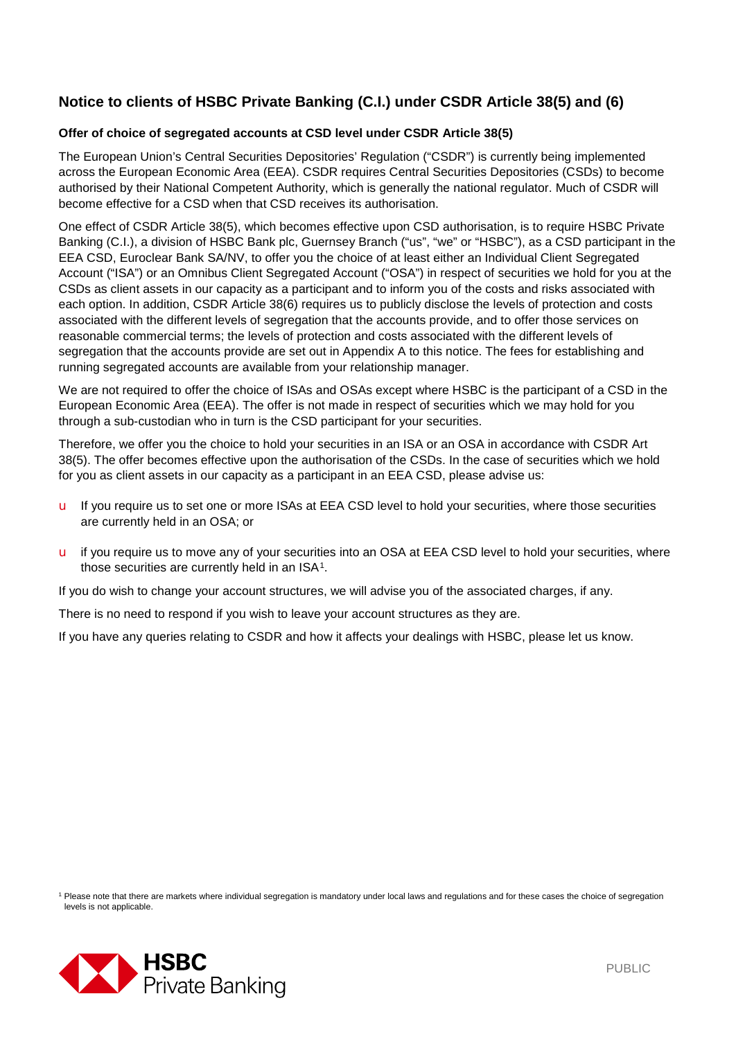# Notice to clients of HSBC Private Banking (C.I.) under CSDR Article 38(5) and (6)

### Offer of choice of segregated accounts at CSD level under CSDR Article 38(5)

The European Union's Central Securities Depositories' Regulation ("CSDR") is currently being implemented across the European Economic Area (EEA). CSDR requires Central Securities Depositories (CSDs) to become authorised by their National Competent Authority, which is generally the national regulator. Much of CSDR will become effective for a CSD when that CSD receives its authorisation.

One effect of CSDR Article 38(5), which becomes effective upon CSD authorisation, is to require HSBC Private Banking (C.I.), a division of HSBC Bank plc, Guernsey Branch ("us", "we" or "HSBC"), as a CSD participant in the EEA CSD, Euroclear Bank SA/NV, to offer you the choice of at least either an Individual Client Segregated Account ("ISA") or an Omnibus Client Segregated Account ("OSA") in respect of securities we hold for you at the CSDs as client assets in our capacity as a participant and to inform you of the costs and risks associated with each option. In addition, CSDR Article 38(6) requires us to publicly disclose the levels of protection and costs associated with the different levels of segregation that the accounts provide, and to offer those services on reasonable commercial terms; the levels of protection and costs associated with the different levels of segregation that the accounts provide are set out in Appendix A to this notice. The fees for establishing and running segregated accounts are available from your relationship manager.

We are not required to offer the choice of ISAs and OSAs except where HSBC is the participant of a CSD in the European Economic Area (EEA). The offer is not made in respect of securities which we may hold for you through a sub-custodian who in turn is the CSD participant for your securities.

Therefore, we offer you the choice to hold your securities in an ISA or an OSA in accordance with CSDR Art 38(5). The offer becomes effective upon the authorisation of the CSDs. In the case of securities which we hold for you as client assets in our capacity as a participant in an EEA CSD, please advise us:

- If you require us to set one or more ISAs at EEA CSD level to hold your securities, where those securities are currently held in an OSA; or
- if you require us to move any of your securities into an OSA at EEA CSD level to hold your securities, where those securities are currently held in an ISA[1].

If you do wish to change your account structures, we will advise you of the associated charges, if any.

There is no need to respond if you wish to leave your account structures as they are.

If you have any queries relating to CSDR and how it affects your dealings with HSBC, please let us know.

[1] Please note that there are markets where individual segregation is mandatory under local laws and regulations and for these cases the choice of segregation levels is not applicable.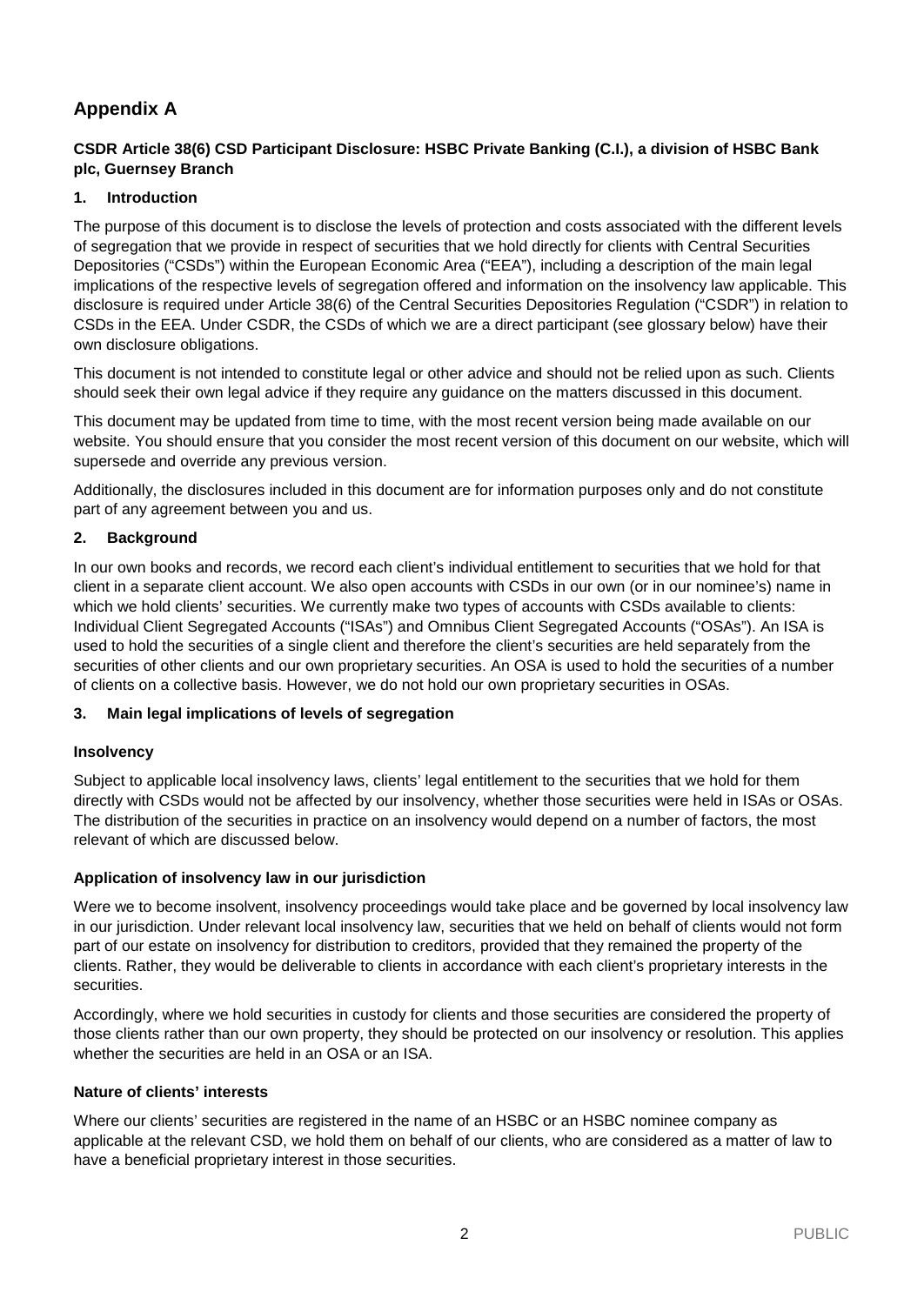## Appendix A

**CSDR Article 38(6) CSD Participant Disclosure: HSBC Private Banking (C.I.), a division of HSBC Bank plc, Guernsey Branch**

### 1. Introduction

The purpose of this document is to disclose the levels of protection and costs associated with the different levels of segregation that we provide in respect of securities that we hold directly for clients with Central Securities Depositories ("CSDs") within the European Economic Area ("EEA"), including a description of the main legal implications of the respective levels of segregation offered and information on the insolvency law applicable. This disclosure is required under Article 38(6) of the Central Securities Depositories Regulation ("CSDR") in relation to CSDs in the EEA. Under CSDR, the CSDs of which we are a direct participant (see glossary below) have their own disclosure obligations.

This document is not intended to constitute legal or other advice and should not be relied upon as such. Clients should seek their own legal advice if they require any guidance on the matters discussed in this document.

This document may be updated from time to time, with the most recent version being made available on our website. You should ensure that you consider the most recent version of this document on our website, which will supersede and override any previous version.

Additionally, the disclosures included in this document are for information purposes only and do not constitute part of any agreement between you and us.

### 2. Background

In our own books and records, we record each client's individual entitlement to securities that we hold for that client in a separate client account. We also open accounts with CSDs in our own (or in our nominee's) name in which we hold clients' securities. We currently make two types of accounts with CSDs available to clients: Individual Client Segregated Accounts ("ISAs") and Omnibus Client Segregated Accounts ("OSAs"). An ISA is used to hold the securities of a single client and therefore the client's securities are held separately from the securities of other clients and our own proprietary securities. An OSA is used to hold the securities of a number of clients on a collective basis. However, we do not hold our own proprietary securities in OSAs.

### 3. Main legal implications of levels of segregation

#### Insolvency

Subject to applicable local insolvency laws, clients' legal entitlement to the securities that we hold for them directly with CSDs would not be affected by our insolvency, whether those securities were held in ISAs or OSAs. The distribution of the securities in practice on an insolvency would depend on a number of factors, the most relevant of which are discussed below.

#### Application of insolvency law in our jurisdiction

Were we to become insolvent, insolvency proceedings would take place and be governed by local insolvency law in our jurisdiction. Under relevant local insolvency law, securities that we held on behalf of clients would not form part of our estate on insolvency for distribution to creditors, provided that they remained the property of the clients. Rather, they would be deliverable to clients in accordance with each client's proprietary interests in the securities.

Accordingly, where we hold securities in custody for clients and those securities are considered the property of those clients rather than our own property, they should be protected on our insolvency or resolution. This applies whether the securities are held in an OSA or an ISA.

#### Nature of clients' interests

Where our clients' securities are registered in the name of an HSBC or an HSBC nominee company as applicable at the relevant CSD, we hold them on behalf of our clients, who are considered as a matter of law to have a beneficial proprietary interest in those securities.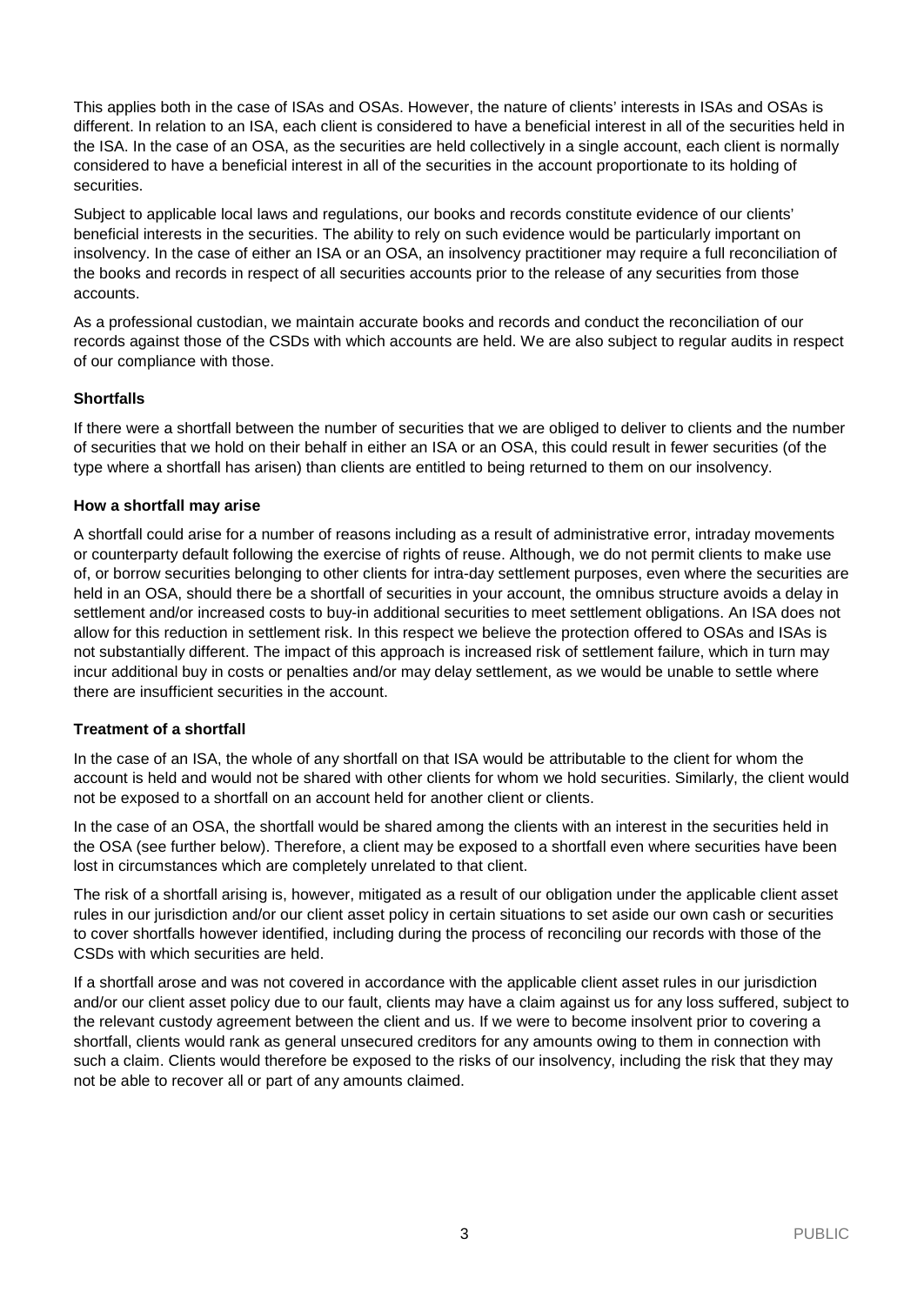This applies both in the case of ISAs and OSAs. However, the nature of clients' interests in ISAs and OSAs is different. In relation to an ISA, each client is considered to have a beneficial interest in all of the securities held in the ISA. In the case of an OSA, as the securities are held collectively in a single account, each client is normally considered to have a beneficial interest in all of the securities in the account proportionate to its holding of securities.

Subject to applicable local laws and regulations, our books and records constitute evidence of our clients' beneficial interests in the securities. The ability to rely on such evidence would be particularly important on insolvency. In the case of either an ISA or an OSA, an insolvency practitioner may require a full reconciliation of the books and records in respect of all securities accounts prior to the release of any securities from those accounts.

As a professional custodian, we maintain accurate books and records and conduct the reconciliation of our records against those of the CSDs with which accounts are held. We are also subject to regular audits in respect of our compliance with those.

**Shortfalls**

If there were a shortfall between the number of securities that we are obliged to deliver to clients and the number of securities that we hold on their behalf in either an ISA or an OSA, this could result in fewer securities (of the type where a shortfall has arisen) than clients are entitled to being returned to them on our insolvency.

**How a shortfall may arise**

A shortfall could arise for a number of reasons including as a result of administrative error, intraday movements or counterparty default following the exercise of rights of reuse. Although, we do not permit clients to make use of, or borrow securities belonging to other clients for intra-day settlement purposes, even where the securities are held in an OSA, should there be a shortfall of securities in your account, the omnibus structure avoids a delay in settlement and/or increased costs to buy-in additional securities to meet settlement obligations. An ISA does not allow for this reduction in settlement risk. In this respect we believe the protection offered to OSAs and ISAs is not substantially different. The impact of this approach is increased risk of settlement failure, which in turn may incur additional buy in costs or penalties and/or may delay settlement, as we would be unable to settle where there are insufficient securities in the account.

**Treatment of a shortfall**

In the case of an ISA, the whole of any shortfall on that ISA would be attributable to the client for whom the account is held and would not be shared with other clients for whom we hold securities. Similarly, the client would not be exposed to a shortfall on an account held for another client or clients.

In the case of an OSA, the shortfall would be shared among the clients with an interest in the securities held in the OSA (see further below). Therefore, a client may be exposed to a shortfall even where securities have been lost in circumstances which are completely unrelated to that client.

The risk of a shortfall arising is, however, mitigated as a result of our obligation under the applicable client asset rules in our jurisdiction and/or our client asset policy in certain situations to set aside our own cash or securities to cover shortfalls however identified, including during the process of reconciling our records with those of the CSDs with which securities are held.

If a shortfall arose and was not covered in accordance with the applicable client asset rules in our jurisdiction and/or our client asset policy due to our fault, clients may have a claim against us for any loss suffered, subject to the relevant custody agreement between the client and us. If we were to become insolvent prior to covering a shortfall, clients would rank as general unsecured creditors for any amounts owing to them in connection with such a claim. Clients would therefore be exposed to the risks of our insolvency, including the risk that they may not be able to recover all or part of any amounts claimed.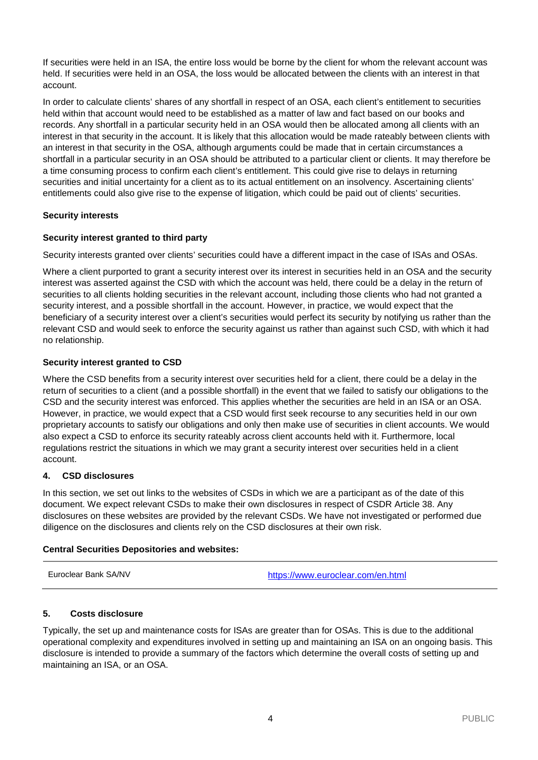If securities were held in an ISA, the entire loss would be borne by the client for whom the relevant account was held. If securities were held in an OSA, the loss would be allocated between the clients with an interest in that account.

In order to calculate clients' shares of any shortfall in respect of an OSA, each client's entitlement to securities held within that account would need to be established as a matter of law and fact based on our books and records. Any shortfall in a particular security held in an OSA would then be allocated among all clients with an interest in that security in the account. It is likely that this allocation would be made rateably between clients with an interest in that security in the OSA, although arguments could be made that in certain circumstances a shortfall in a particular security in an OSA should be attributed to a particular client or clients. It may therefore be a time consuming process to confirm each client's entitlement. This could give rise to delays in returning securities and initial uncertainty for a client as to its actual entitlement on an insolvency. Ascertaining clients' entitlements could also give rise to the expense of litigation, which could be paid out of clients' securities.

**Security interests**

**Security interest granted to third party**

Security interests granted over clients' securities could have a different impact in the case of ISAs and OSAs.

Where a client purported to grant a security interest over its interest in securities held in an OSA and the security interest was asserted against the CSD with which the account was held, there could be a delay in the return of securities to all clients holding securities in the relevant account, including those clients who had not granted a security interest, and a possible shortfall in the account. However, in practice, we would expect that the beneficiary of a security interest over a client's securities would perfect its security by notifying us rather than the relevant CSD and would seek to enforce the security against us rather than against such CSD, with which it had no relationship.

**Security interest granted to CSD**

Where the CSD benefits from a security interest over securities held for a client, there could be a delay in the return of securities to a client (and a possible shortfall) in the event that we failed to satisfy our obligations to the CSD and the security interest was enforced. This applies whether the securities are held in an ISA or an OSA. However, in practice, we would expect that a CSD would first seek recourse to any securities held in our own proprietary accounts to satisfy our obligations and only then make use of securities in client accounts. We would also expect a CSD to enforce its security rateably across client accounts held with it. Furthermore, local regulations restrict the situations in which we may grant a security interest over securities held in a client account.

## 4. CSD disclosures

In this section, we set out links to the websites of CSDs in which we are a participant as of the date of this document. We expect relevant CSDs to make their own disclosures in respect of CSDR Article 38. Any disclosures on these websites are provided by the relevant CSDs. We have not investigated or performed due diligence on the disclosures and clients rely on the CSD disclosures at their own risk.

**Central Securities Depositories and websites:**

| | |
|---|---|
| Euroclear Bank SA/NV | https://www.euroclear.com/en.html |

## 5. Costs disclosure

Typically, the set up and maintenance costs for ISAs are greater than for OSAs. This is due to the additional operational complexity and expenditures involved in setting up and maintaining an ISA on an ongoing basis. This disclosure is intended to provide a summary of the factors which determine the overall costs of setting up and maintaining an ISA, or an OSA.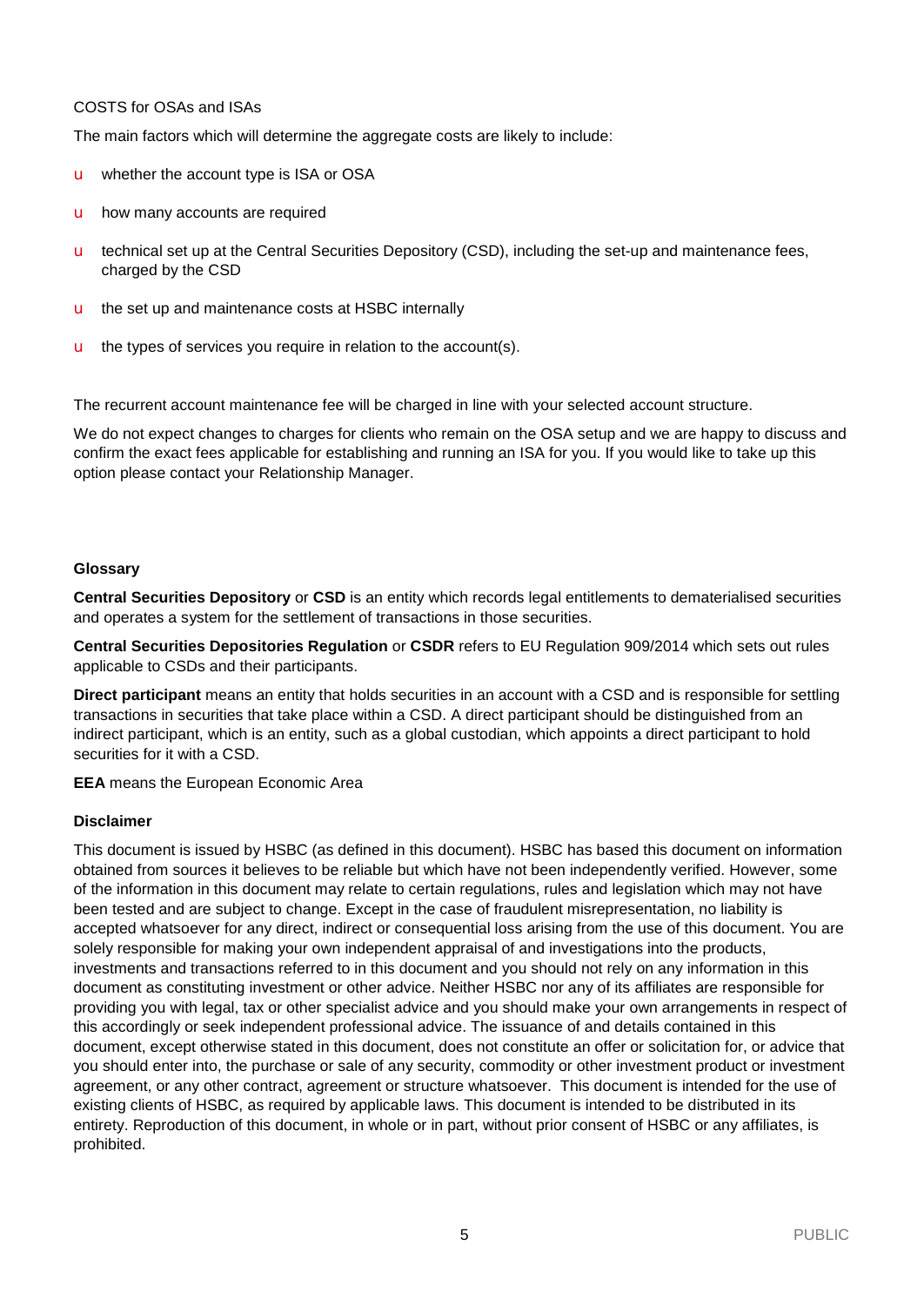COSTS for OSAs and ISAs

The main factors which will determine the aggregate costs are likely to include:

- whether the account type is ISA or OSA
- how many accounts are required
- technical set up at the Central Securities Depository (CSD), including the set-up and maintenance fees, charged by the CSD
- the set up and maintenance costs at HSBC internally
- the types of services you require in relation to the account(s).

The recurrent account maintenance fee will be charged in line with your selected account structure.

We do not expect changes to charges for clients who remain on the OSA setup and we are happy to discuss and confirm the exact fees applicable for establishing and running an ISA for you. If you would like to take up this option please contact your Relationship Manager.

### Glossary

**Central Securities Depository** or **CSD** is an entity which records legal entitlements to dematerialised securities and operates a system for the settlement of transactions in those securities.

**Central Securities Depositories Regulation** or **CSDR** refers to EU Regulation 909/2014 which sets out rules applicable to CSDs and their participants.

**Direct participant** means an entity that holds securities in an account with a CSD and is responsible for settling transactions in securities that take place within a CSD. A direct participant should be distinguished from an indirect participant, which is an entity, such as a global custodian, which appoints a direct participant to hold securities for it with a CSD.

**EEA** means the European Economic Area

### Disclaimer

This document is issued by HSBC (as defined in this document). HSBC has based this document on information obtained from sources it believes to be reliable but which have not been independently verified. However, some of the information in this document may relate to certain regulations, rules and legislation which may not have been tested and are subject to change. Except in the case of fraudulent misrepresentation, no liability is accepted whatsoever for any direct, indirect or consequential loss arising from the use of this document. You are solely responsible for making your own independent appraisal of and investigations into the products, investments and transactions referred to in this document and you should not rely on any information in this document as constituting investment or other advice. Neither HSBC nor any of its affiliates are responsible for providing you with legal, tax or other specialist advice and you should make your own arrangements in respect of this accordingly or seek independent professional advice. The issuance of and details contained in this document, except otherwise stated in this document, does not constitute an offer or solicitation for, or advice that you should enter into, the purchase or sale of any security, commodity or other investment product or investment agreement, or any other contract, agreement or structure whatsoever. This document is intended for the use of existing clients of HSBC, as required by applicable laws. This document is intended to be distributed in its entirety. Reproduction of this document, in whole or in part, without prior consent of HSBC or any affiliates, is prohibited.